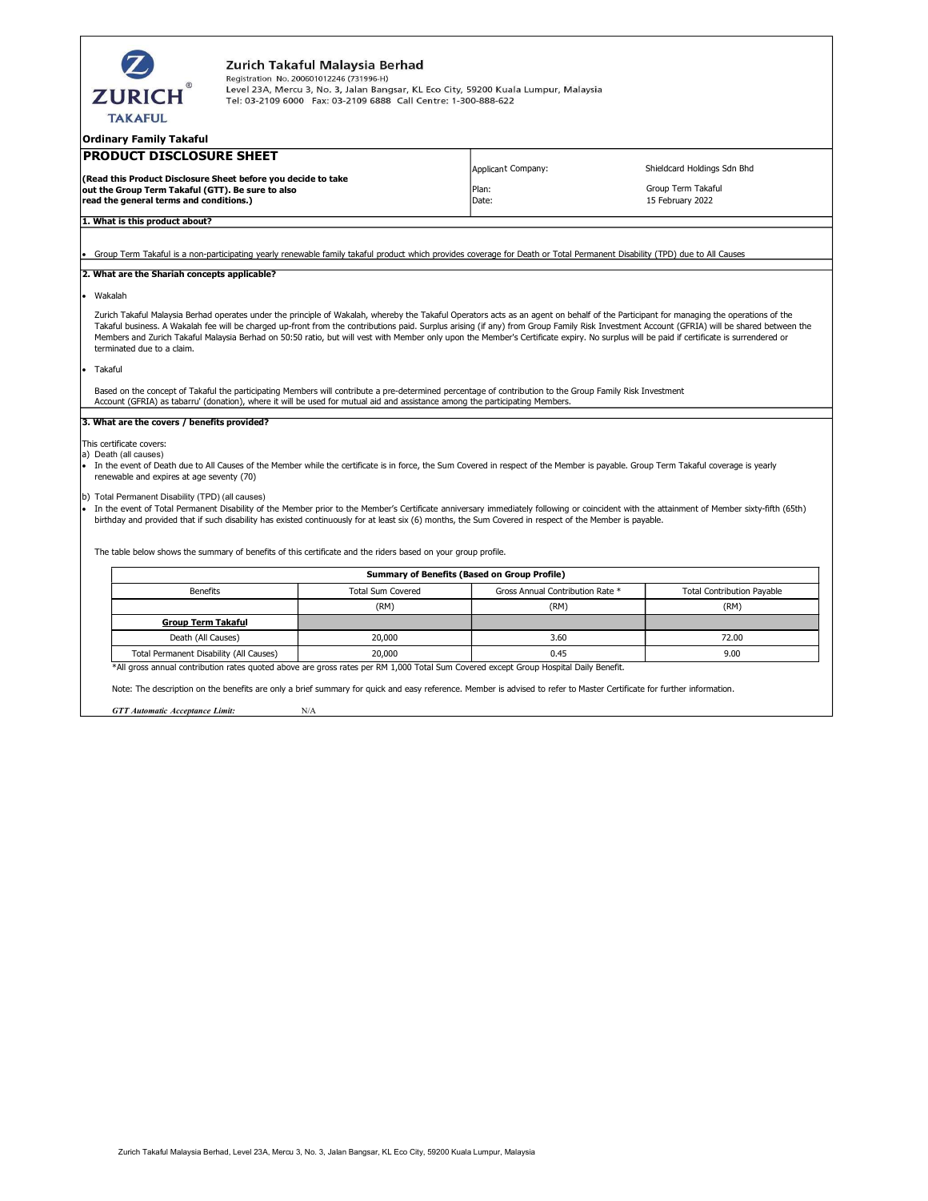**Zurich Takaful Malaysia Berhad**
Registration No. 200601012246 (731996-H)
Level 23A, Mercu 3, No. 3, Jalan Bangsar, KL Eco City, 59200 Kuala Lumpur, Malaysia
Tel: 03-2109 6000 Fax: 03-2109 6888 Call Centre: 1-300-888-622

**Ordinary Family Takaful**

# PRODUCT DISCLOSURE SHEET

**(Read this Product Disclosure Sheet before you decide to take out the Group Term Takaful (GTT). Be sure to also read the general terms and conditions.)**

| | |
|---|---|
| Applicant Company: | Shieldcard Holdings Sdn Bhd |
| Plan: | Group Term Takaful |
| Date: | 15 February 2022 |

## 1. What is this product about?

- Group Term Takaful is a non-participating yearly renewable family takaful product which provides coverage for Death or Total Permanent Disability (TPD) due to All Causes

## 2. What are the Shariah concepts applicable?

- Wakalah

  Zurich Takaful Malaysia Berhad operates under the principle of Wakalah, whereby the Takaful Operators acts as an agent on behalf of the Participant for managing the operations of the Takaful business. A Wakalah fee will be charged up-front from the contributions paid. Surplus arising (if any) from Group Family Risk Investment Account (GFRIA) will be shared between the Members and Zurich Takaful Malaysia Berhad on 50:50 ratio, but will vest with Member only upon the Member's Certificate expiry. No surplus will be paid if certificate is surrendered or terminated due to a claim.

- Takaful

  Based on the concept of Takaful the participating Members will contribute a pre-determined percentage of contribution to the Group Family Risk Investment Account (GFRIA) as tabarru' (donation), where it will be used for mutual aid and assistance among the participating Members.

## 3. What are the covers / benefits provided?

This certificate covers:

a) Death (all causes)

- In the event of Death due to All Causes of the Member while the certificate is in force, the Sum Covered in respect of the Member is payable. Group Term Takaful coverage is yearly renewable and expires at age seventy (70)

b) Total Permanent Disability (TPD) (all causes)

- In the event of Total Permanent Disability of the Member prior to the Member's Certificate anniversary immediately following or coincident with the attainment of Member sixty-fifth (65th) birthday and provided that if such disability has existed continuously for at least six (6) months, the Sum Covered in respect of the Member is payable.

The table below shows the summary of benefits of this certificate and the riders based on your group profile.

**Summary of Benefits (Based on Group Profile)**

| Benefits | Total Sum Covered (RM) | Gross Annual Contribution Rate * (RM) | Total Contribution Payable (RM) |
|---|---|---|---|
| **Group Term Takaful** | | | |
| Death (All Causes) | 20,000 | 3.60 | 72.00 |
| Total Permanent Disability (All Causes) | 20,000 | 0.45 | 9.00 |

*All gross annual contribution rates quoted above are gross rates per RM 1,000 Total Sum Covered except Group Hospital Daily Benefit.

Note: The description on the benefits are only a brief summary for quick and easy reference. Member is advised to refer to Master Certificate for further information.

***GTT Automatic Acceptance Limit:*** N/A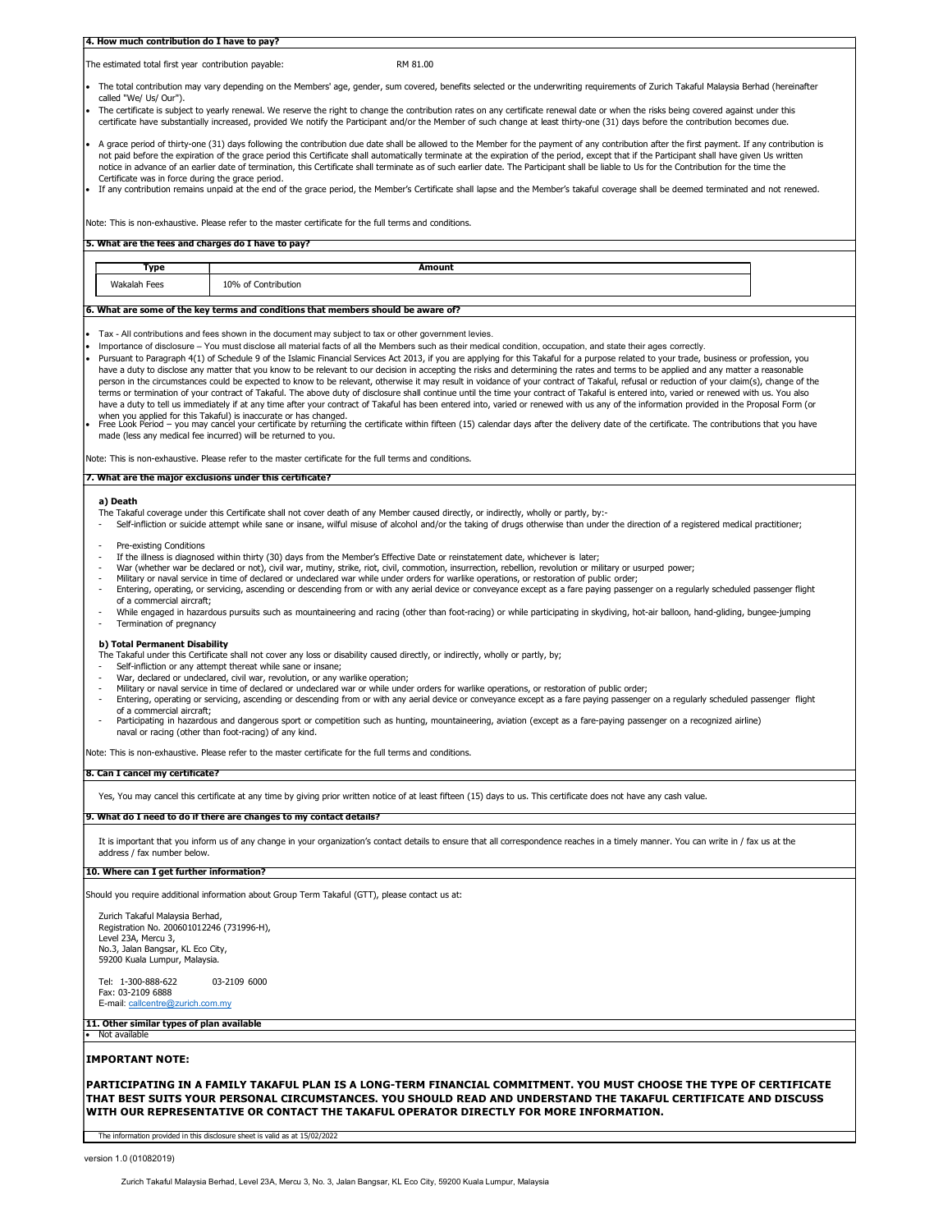## 4. How much contribution do I have to pay?

The estimated total first year contribution payable: RM 81.00

- The total contribution may vary depending on the Members' age, gender, sum covered, benefits selected or the underwriting requirements of Zurich Takaful Malaysia Berhad (hereinafter called "We/ Us/ Our").
- The certificate is subject to yearly renewal. We reserve the right to change the contribution rates on any certificate renewal date or when the risks being covered against under this certificate have substantially increased, provided We notify the Participant and/or the Member of such change at least thirty-one (31) days before the contribution becomes due.
- A grace period of thirty-one (31) days following the contribution due date shall be allowed to the Member for the payment of any contribution after the first payment. If any contribution is not paid before the expiration of the grace period this Certificate shall automatically terminate at the expiration of the period, except that if the Participant shall have given Us written notice in advance of an earlier date of termination, this Certificate shall terminate as of such earlier date. The Participant shall be liable to Us for the Contribution for the time the Certificate was in force during the grace period.
- If any contribution remains unpaid at the end of the grace period, the Member's Certificate shall lapse and the Member's takaful coverage shall be deemed terminated and not renewed.

Note: This is non-exhaustive. Please refer to the master certificate for the full terms and conditions.

## 5. What are the fees and charges do I have to pay?

| Type | Amount |
|---|---|
| Wakalah Fees | 10% of Contribution |

## 6. What are some of the key terms and conditions that members should be aware of?

- Tax - All contributions and fees shown in the document may subject to tax or other government levies.
- Importance of disclosure – You must disclose all material facts of all the Members such as their medical condition, occupation, and state their ages correctly.
- Pursuant to Paragraph 4(1) of Schedule 9 of the Islamic Financial Services Act 2013, if you are applying for this Takaful for a purpose related to your trade, business or profession, you have a duty to disclose any matter that you know to be relevant to our decision in accepting the risks and determining the rates and terms to be applied and any matter a reasonable person in the circumstances could be expected to know to be relevant, otherwise it may result in voidance of your contract of Takaful, refusal or reduction of your claim(s), change of the terms or termination of your contract of Takaful. The above duty of disclosure shall continue until the time your contract of Takaful is entered into, varied or renewed with us. You also have a duty to tell us immediately if at any time after your contract of Takaful has been entered into, varied or renewed with us any of the information provided in the Proposal Form (or when you applied for this Takaful) is inaccurate or has changed.
- Free Look Period – you may cancel your certificate by returning the certificate within fifteen (15) calendar days after the delivery date of the certificate. The contributions that you have made (less any medical fee incurred) will be returned to you.

Note: This is non-exhaustive. Please refer to the master certificate for the full terms and conditions.

## 7. What are the major exclusions under this certificate?

**a) Death**

The Takaful coverage under this Certificate shall not cover death of any Member caused directly, or indirectly, wholly or partly, by:-

- Self-infliction or suicide attempt while sane or insane, wilful misuse of alcohol and/or the taking of drugs otherwise than under the direction of a registered medical practitioner;
- Pre-existing Conditions
- If the illness is diagnosed within thirty (30) days from the Member's Effective Date or reinstatement date, whichever is later;
- War (whether war be declared or not), civil war, mutiny, strike, riot, civil, commotion, insurrection, rebellion, revolution or military or usurped power;
- Military or naval service in time of declared or undeclared war while under orders for warlike operations, or restoration of public order;
- Entering, operating, or servicing, ascending or descending from or with any aerial device or conveyance except as a fare paying passenger on a regularly scheduled passenger flight of a commercial aircraft;
- While engaged in hazardous pursuits such as mountaineering and racing (other than foot-racing) or while participating in skydiving, hot-air balloon, hand-gliding, bungee-jumping
- Termination of pregnancy

**b) Total Permanent Disability**

The Takaful under this Certificate shall not cover any loss or disability caused directly, or indirectly, wholly or partly, by;

- Self-infliction or any attempt thereat while sane or insane;
- War, declared or undeclared, civil war, revolution, or any warlike operation;
- Military or naval service in time of declared or undeclared war or while under orders for warlike operations, or restoration of public order;
- Entering, operating or servicing, ascending or descending from or with any aerial device or conveyance except as a fare paying passenger on a regularly scheduled passenger flight of a commercial aircraft;
- Participating in hazardous and dangerous sport or competition such as hunting, mountaineering, aviation (except as a fare-paying passenger on a recognized airline) naval or racing (other than foot-racing) of any kind.

Note: This is non-exhaustive. Please refer to the master certificate for the full terms and conditions.

## 8. Can I cancel my certificate?

Yes, You may cancel this certificate at any time by giving prior written notice of at least fifteen (15) days to us. This certificate does not have any cash value.

## 9. What do I need to do if there are changes to my contact details?

It is important that you inform us of any change in your organization's contact details to ensure that all correspondence reaches in a timely manner. You can write in / fax us at the address / fax number below.

## 10. Where can I get further information?

Should you require additional information about Group Term Takaful (GTT), please contact us at:

Zurich Takaful Malaysia Berhad,
Registration No. 200601012246 (731996-H),
Level 23A, Mercu 3,
No.3, Jalan Bangsar, KL Eco City,
59200 Kuala Lumpur, Malaysia.

Tel: 1-300-888-622 03-2109 6000
Fax: 03-2109 6888
E-mail: callcentre@zurich.com.my

## 11. Other similar types of plan available

- Not available

**IMPORTANT NOTE:**

**PARTICIPATING IN A FAMILY TAKAFUL PLAN IS A LONG-TERM FINANCIAL COMMITMENT. YOU MUST CHOOSE THE TYPE OF CERTIFICATE THAT BEST SUITS YOUR PERSONAL CIRCUMSTANCES. YOU SHOULD READ AND UNDERSTAND THE TAKAFUL CERTIFICATE AND DISCUSS WITH OUR REPRESENTATIVE OR CONTACT THE TAKAFUL OPERATOR DIRECTLY FOR MORE INFORMATION.**

The information provided in this disclosure sheet is valid as at 15/02/2022

version 1.0 (01082019)

Zurich Takaful Malaysia Berhad, Level 23A, Mercu 3, No. 3, Jalan Bangsar, KL Eco City, 59200 Kuala Lumpur, Malaysia